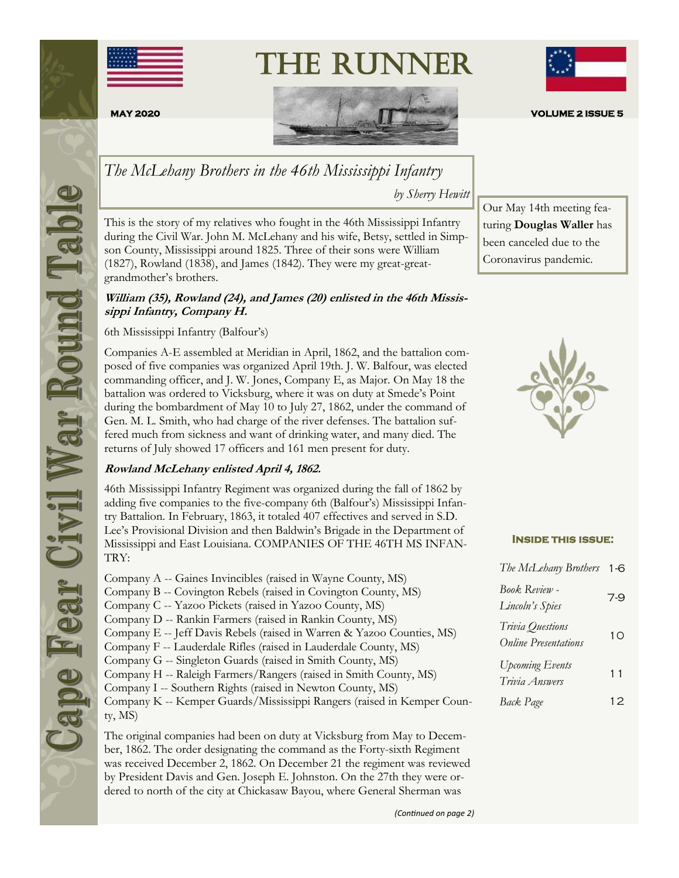# The Runner

**MAY 2020** **VOLUME 2 ISSUE 5**

Cape Fear Civil War Round Table

## *The McLehany Brothers in the 46th Mississippi Infantry*

*by Sherry Hewitt*

This is the story of my relatives who fought in the 46th Mississippi Infantry during the Civil War. John M. McLehany and his wife, Betsy, settled in Simpson County, Mississippi around 1825. Three of their sons were William (1827), Rowland (1838), and James (1842). They were my great-great-grandmother's brothers.

***William (35), Rowland (24), and James (20) enlisted in the 46th Mississippi Infantry, Company H.***

6th Mississippi Infantry (Balfour's)

Companies A-E assembled at Meridian in April, 1862, and the battalion composed of five companies was organized April 19th. J. W. Balfour, was elected commanding officer, and J. W. Jones, Company E, as Major. On May 18 the battalion was ordered to Vicksburg, where it was on duty at Smede's Point during the bombardment of May 10 to July 27, 1862, under the command of Gen. M. L. Smith, who had charge of the river defenses. The battalion suffered much from sickness and want of drinking water, and many died. The returns of July showed 17 officers and 161 men present for duty.

***Rowland McLehany enlisted April 4, 1862.***

46th Mississippi Infantry Regiment was organized during the fall of 1862 by adding five companies to the five-company 6th (Balfour's) Mississippi Infantry Battalion. In February, 1863, it totaled 407 effectives and served in S.D. Lee's Provisional Division and then Baldwin's Brigade in the Department of Mississippi and East Louisiana. COMPANIES OF THE 46TH MS INFANTRY:

Company A -- Gaines Invincibles (raised in Wayne County, MS)
Company B -- Covington Rebels (raised in Covington County, MS)
Company C -- Yazoo Pickets (raised in Yazoo County, MS)
Company D -- Rankin Farmers (raised in Rankin County, MS)
Company E -- Jeff Davis Rebels (raised in Warren & Yazoo Counties, MS)
Company F -- Lauderdale Rifles (raised in Lauderdale County, MS)
Company G -- Singleton Guards (raised in Smith County, MS)
Company H -- Raleigh Farmers/Rangers (raised in Smith County, MS)
Company I -- Southern Rights (raised in Newton County, MS)
Company K -- Kemper Guards/Mississippi Rangers (raised in Kemper County, MS)

The original companies had been on duty at Vicksburg from May to December, 1862. The order designating the command as the Forty-sixth Regiment was received December 2, 1862. On December 21 the regiment was reviewed by President Davis and Gen. Joseph E. Johnston. On the 27th they were ordered to north of the city at Chickasaw Bayou, where General Sherman was

*(Continued on page 2)*

Our May 14th meeting featuring **Douglas Waller** has been canceled due to the Coronavirus pandemic.

### Inside this issue:

| | |
|---|---|
| *The McLehany Brothers* | 1-6 |
| *Book Review - Lincoln's Spies* | 7-9 |
| *Trivia Questions Online Presentations* | 10 |
| *Upcoming Events Trivia Answers* | 11 |
| *Back Page* | 12 |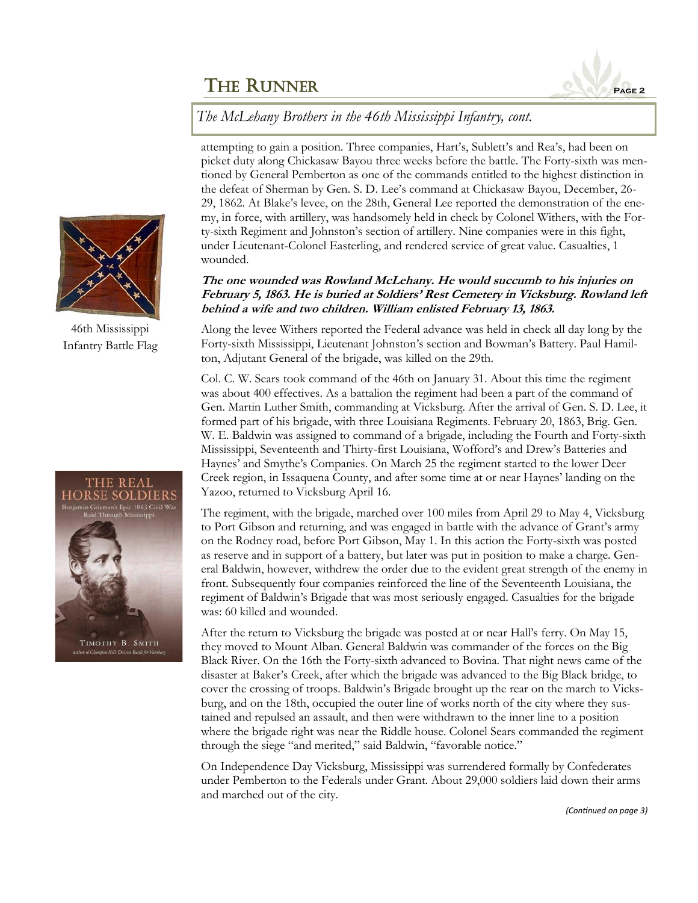## *The McLehany Brothers in the 46th Mississippi Infantry, cont.*

attempting to gain a position. Three companies, Hart's, Sublett's and Rea's, had been on picket duty along Chickasaw Bayou three weeks before the battle. The Forty-sixth was mentioned by General Pemberton as one of the commands entitled to the highest distinction in the defeat of Sherman by Gen. S. D. Lee's command at Chickasaw Bayou, December, 26-29, 1862. At Blake's levee, on the 28th, General Lee reported the demonstration of the enemy, in force, with artillery, was handsomely held in check by Colonel Withers, with the Forty-sixth Regiment and Johnston's section of artillery. Nine companies were in this fight, under Lieutenant-Colonel Easterling, and rendered service of great value. Casualties, 1 wounded.

***The one wounded was Rowland McLehany. He would succumb to his injuries on February 5, 1863. He is buried at Soldiers' Rest Cemetery in Vicksburg. Rowland left behind a wife and two children. William enlisted February 13, 1863.***

46th Mississippi Infantry Battle Flag

Along the levee Withers reported the Federal advance was held in check all day long by the Forty-sixth Mississippi, Lieutenant Johnston's section and Bowman's Battery. Paul Hamilton, Adjutant General of the brigade, was killed on the 29th.

Col. C. W. Sears took command of the 46th on January 31. About this time the regiment was about 400 effectives. As a battalion the regiment had been a part of the command of Gen. Martin Luther Smith, commanding at Vicksburg. After the arrival of Gen. S. D. Lee, it formed part of his brigade, with three Louisiana Regiments. February 20, 1863, Brig. Gen. W. E. Baldwin was assigned to command of a brigade, including the Fourth and Forty-sixth Mississippi, Seventeenth and Thirty-first Louisiana, Wofford's and Drew's Batteries and Haynes' and Smythe's Companies. On March 25 the regiment started to the lower Deer Creek region, in Issaquena County, and after some time at or near Haynes' landing on the Yazoo, returned to Vicksburg April 16.

The regiment, with the brigade, marched over 100 miles from April 29 to May 4, Vicksburg to Port Gibson and returning, and was engaged in battle with the advance of Grant's army on the Rodney road, before Port Gibson, May 1. In this action the Forty-sixth was posted as reserve and in support of a battery, but later was put in position to make a charge. General Baldwin, however, withdrew the order due to the evident great strength of the enemy in front. Subsequently four companies reinforced the line of the Seventeenth Louisiana, the regiment of Baldwin's Brigade that was most seriously engaged. Casualties for the brigade was: 60 killed and wounded.

After the return to Vicksburg the brigade was posted at or near Hall's ferry. On May 15, they moved to Mount Alban. General Baldwin was commander of the forces on the Big Black River. On the 16th the Forty-sixth advanced to Bovina. That night news came of the disaster at Baker's Creek, after which the brigade was advanced to the Big Black bridge, to cover the crossing of troops. Baldwin's Brigade brought up the rear on the march to Vicksburg, and on the 18th, occupied the outer line of works north of the city where they sustained and repulsed an assault, and then were withdrawn to the inner line to a position where the brigade right was near the Riddle house. Colonel Sears commanded the regiment through the siege "and merited," said Baldwin, "favorable notice."

On Independence Day Vicksburg, Mississippi was surrendered formally by Confederates under Pemberton to the Federals under Grant. About 29,000 soldiers laid down their arms and marched out of the city.

*(Continued on page 3)*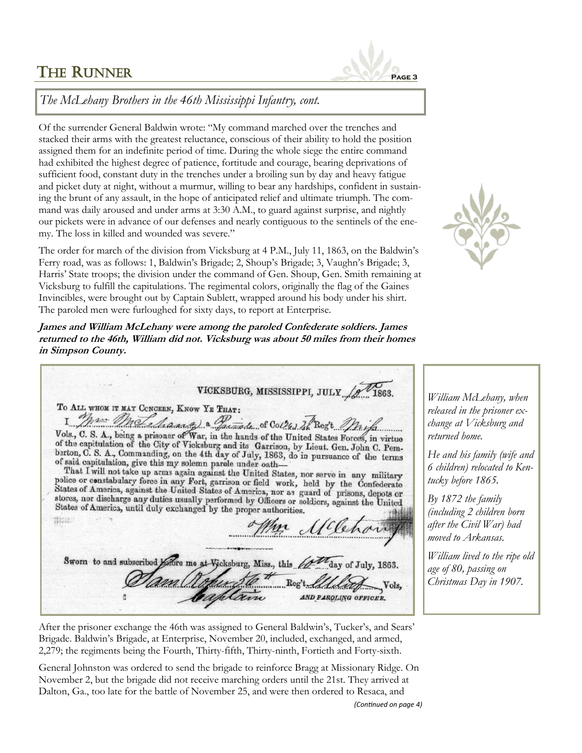*The McLehany Brothers in the 46th Mississippi Infantry, cont.*

Of the surrender General Baldwin wrote: "My command marched over the trenches and stacked their arms with the greatest reluctance, conscious of their ability to hold the position assigned them for an indefinite period of time. During the whole siege the entire command had exhibited the highest degree of patience, fortitude and courage, bearing deprivations of sufficient food, constant duty in the trenches under a broiling sun by day and heavy fatigue and picket duty at night, without a murmur, willing to bear any hardships, confident in sustaining the brunt of any assault, in the hope of anticipated relief and ultimate triumph. The command was daily aroused and under arms at 3:30 A.M., to guard against surprise, and nightly our pickets were in advance of our defenses and nearly contiguous to the sentinels of the enemy. The loss in killed and wounded was severe."

The order for march of the division from Vicksburg at 4 P.M., July 11, 1863, on the Baldwin's Ferry road, was as follows: 1, Baldwin's Brigade; 2, Shoup's Brigade; 3, Vaughn's Brigade; 3, Harris' State troops; the division under the command of Gen. Shoup, Gen. Smith remaining at Vicksburg to fulfill the capitulations. The regimental colors, originally the flag of the Gaines Invincibles, were brought out by Captain Sublett, wrapped around his body under his shirt. The paroled men were furloughed for sixty days, to report at Enterprise.

**James and William McLehany were among the paroled Confederate soldiers. James returned to the 46th, William did not. Vicksburg was about 50 miles from their homes in Simpson County.**

VICKSBURG, MISSISSIPPI, JULY 10th 1863.

TO ALL WHOM IT MAY CONCERN, KNOW YE THAT:

I Wm McLehany a Private of Co "E" 46 Reg't Miss Vols., C. S. A., being a prisoner of War, in the hands of the United States Forces, in virtue of the capitulation of the City of Vicksburg and its Garrison, by Lieut. Gen. John C. Pemberton, C. S. A., Commanding, on the 4th day of July, 1863, do in pursuance of the terms of said capitulation, give this my solemn parole under oath—

That I will not take up arms again against the United States, nor serve in any military police or constabulary force in any Fort, garrison or field work, held by the Confederate States of America, against the United States of America, nor as guard of prisons, depots or stores, nor discharge any duties usually performed by Officers or soldiers, against the United States of America, until duly exchanged by the proper authorities.

Wm McLehany

Sworn to and subscribed before me at Vicksburg, Miss., this 10th day of July, 1863.

Sam Roberts 50th Reg't Illinois Vols, Captain AND PAROLING OFFICER.

*William McLehany, when released in the prisoner exchange at Vicksburg and returned home.*

*He and his family (wife and 6 children) relocated to Kentucky before 1865.*

*By 1872 the family (including 2 children born after the Civil War) had moved to Arkansas.*

*William lived to the ripe old age of 80, passing on Christmas Day in 1907.*

After the prisoner exchange the 46th was assigned to General Baldwin's, Tucker's, and Sears' Brigade. Baldwin's Brigade, at Enterprise, November 20, included, exchanged, and armed, 2,279; the regiments being the Fourth, Thirty-fifth, Thirty-ninth, Fortieth and Forty-sixth.

General Johnston was ordered to send the brigade to reinforce Bragg at Missionary Ridge. On November 2, but the brigade did not receive marching orders until the 21st. They arrived at Dalton, Ga., too late for the battle of November 25, and were then ordered to Resaca, and

*(Continued on page 4)*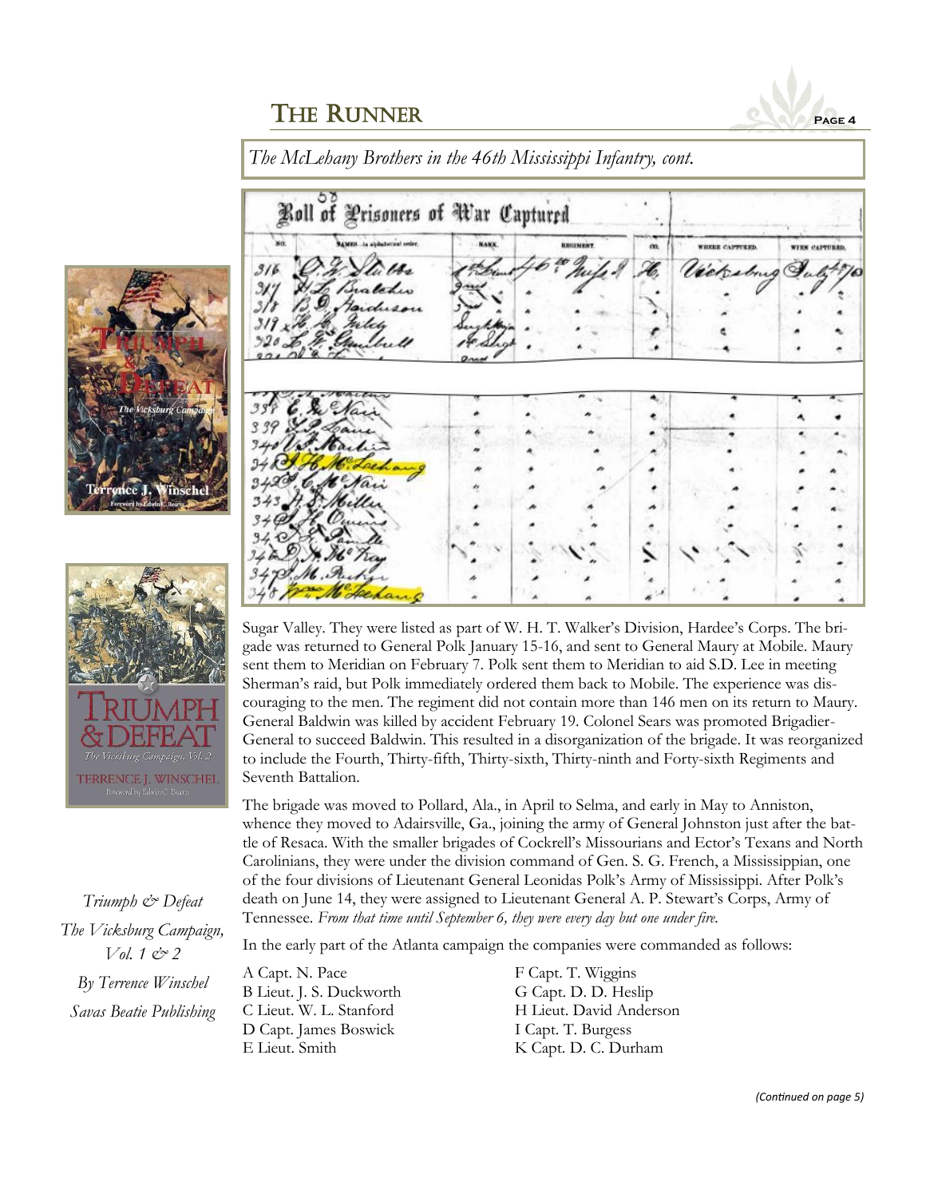*The McLehany Brothers in the 46th Mississippi Infantry, cont.*

Sugar Valley. They were listed as part of W. H. T. Walker's Division, Hardee's Corps. The brigade was returned to General Polk January 15-16, and sent to General Maury at Mobile. Maury sent them to Meridian on February 7. Polk sent them to Meridian to aid S.D. Lee in meeting Sherman's raid, but Polk immediately ordered them back to Mobile. The experience was discouraging to the men. The regiment did not contain more than 146 men on its return to Maury. General Baldwin was killed by accident February 19. Colonel Sears was promoted Brigadier-General to succeed Baldwin. This resulted in a disorganization of the brigade. It was reorganized to include the Fourth, Thirty-fifth, Thirty-sixth, Thirty-ninth and Forty-sixth Regiments and Seventh Battalion.

The brigade was moved to Pollard, Ala., in April to Selma, and early in May to Anniston, whence they moved to Adairsville, Ga., joining the army of General Johnston just after the battle of Resaca. With the smaller brigades of Cockrell's Missourians and Ector's Texans and North Carolinians, they were under the division command of Gen. S. G. French, a Mississippian, one of the four divisions of Lieutenant General Leonidas Polk's Army of Mississippi. After Polk's death on June 14, they were assigned to Lieutenant General A. P. Stewart's Corps, Army of Tennessee. *From that time until September 6, they were every day but one under fire.*

In the early part of the Atlanta campaign the companies were commanded as follows:

A Capt. N. Pace
B Lieut. J. S. Duckworth
C Lieut. W. L. Stanford
D Capt. James Boswick
E Lieut. Smith
F Capt. T. Wiggins
G Capt. D. D. Heslip
H Lieut. David Anderson
I Capt. T. Burgess
K Capt. D. C. Durham

*Triumph & Defeat*
*The Vicksburg Campaign, Vol. 1 & 2*
*By Terrence Winschel*
*Savas Beatie Publishing*

*(Continued on page 5)*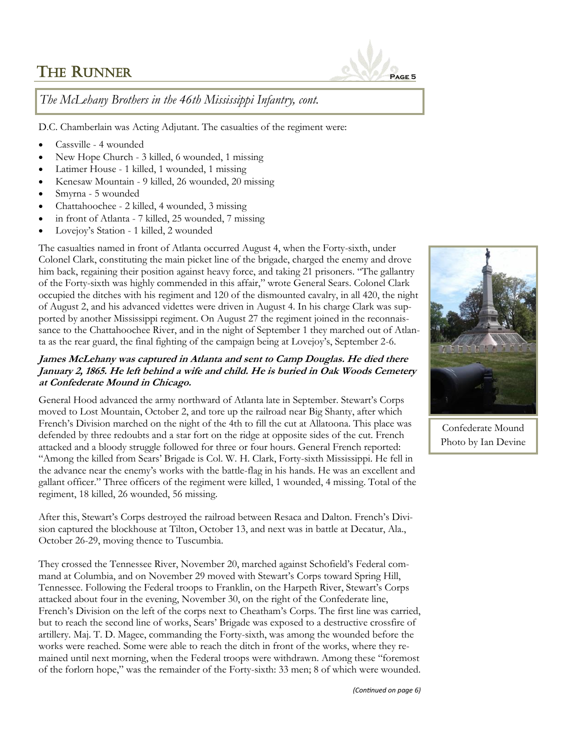## *The McLehany Brothers in the 46th Mississippi Infantry, cont.*

D.C. Chamberlain was Acting Adjutant. The casualties of the regiment were:

- Cassville - 4 wounded
- New Hope Church - 3 killed, 6 wounded, 1 missing
- Latimer House - 1 killed, 1 wounded, 1 missing
- Kenesaw Mountain - 9 killed, 26 wounded, 20 missing
- Smyrna - 5 wounded
- Chattahoochee - 2 killed, 4 wounded, 3 missing
- in front of Atlanta - 7 killed, 25 wounded, 7 missing
- Lovejoy's Station - 1 killed, 2 wounded

The casualties named in front of Atlanta occurred August 4, when the Forty-sixth, under Colonel Clark, constituting the main picket line of the brigade, charged the enemy and drove him back, regaining their position against heavy force, and taking 21 prisoners. "The gallantry of the Forty-sixth was highly commended in this affair," wrote General Sears. Colonel Clark occupied the ditches with his regiment and 120 of the dismounted cavalry, in all 420, the night of August 2, and his advanced videttes were driven in August 4. In his charge Clark was supported by another Mississippi regiment. On August 27 the regiment joined in the reconnaissance to the Chattahoochee River, and in the night of September 1 they marched out of Atlanta as the rear guard, the final fighting of the campaign being at Lovejoy's, September 2-6.

***James McLehany was captured in Atlanta and sent to Camp Douglas. He died there January 2, 1865. He left behind a wife and child. He is buried in Oak Woods Cemetery at Confederate Mound in Chicago.***

Confederate Mound
Photo by Ian Devine

General Hood advanced the army northward of Atlanta late in September. Stewart's Corps moved to Lost Mountain, October 2, and tore up the railroad near Big Shanty, after which French's Division marched on the night of the 4th to fill the cut at Allatoona. This place was defended by three redoubts and a star fort on the ridge at opposite sides of the cut. French attacked and a bloody struggle followed for three or four hours. General French reported: "Among the killed from Sears' Brigade is Col. W. H. Clark, Forty-sixth Mississippi. He fell in the advance near the enemy's works with the battle-flag in his hands. He was an excellent and gallant officer." Three officers of the regiment were killed, 1 wounded, 4 missing. Total of the regiment, 18 killed, 26 wounded, 56 missing.

After this, Stewart's Corps destroyed the railroad between Resaca and Dalton. French's Division captured the blockhouse at Tilton, October 13, and next was in battle at Decatur, Ala., October 26-29, moving thence to Tuscumbia.

They crossed the Tennessee River, November 20, marched against Schofield's Federal command at Columbia, and on November 29 moved with Stewart's Corps toward Spring Hill, Tennessee. Following the Federal troops to Franklin, on the Harpeth River, Stewart's Corps attacked about four in the evening, November 30, on the right of the Confederate line, French's Division on the left of the corps next to Cheatham's Corps. The first line was carried, but to reach the second line of works, Sears' Brigade was exposed to a destructive crossfire of artillery. Maj. T. D. Magee, commanding the Forty-sixth, was among the wounded before the works were reached. Some were able to reach the ditch in front of the works, where they remained until next morning, when the Federal troops were withdrawn. Among these "foremost of the forlorn hope," was the remainder of the Forty-sixth: 33 men; 8 of which were wounded.

*(Continued on page 6)*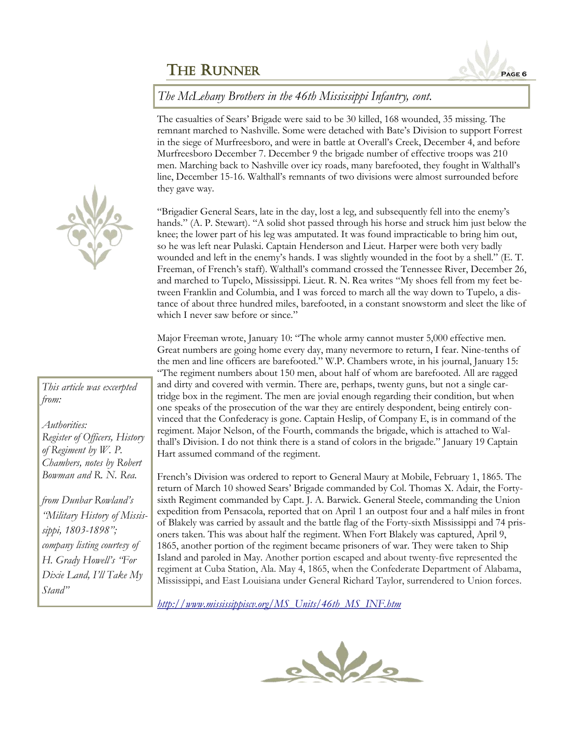## *The McLehany Brothers in the 46th Mississippi Infantry, cont.*

The casualties of Sears' Brigade were said to be 30 killed, 168 wounded, 35 missing. The remnant marched to Nashville. Some were detached with Bate's Division to support Forrest in the siege of Murfreesboro, and were in battle at Overall's Creek, December 4, and before Murfreesboro December 7. December 9 the brigade number of effective troops was 210 men. Marching back to Nashville over icy roads, many barefooted, they fought in Walthall's line, December 15-16. Walthall's remnants of two divisions were almost surrounded before they gave way.

"Brigadier General Sears, late in the day, lost a leg, and subsequently fell into the enemy's hands." (A. P. Stewart). "A solid shot passed through his horse and struck him just below the knee; the lower part of his leg was amputated. It was found impracticable to bring him out, so he was left near Pulaski. Captain Henderson and Lieut. Harper were both very badly wounded and left in the enemy's hands. I was slightly wounded in the foot by a shell." (E. T. Freeman, of French's staff). Walthall's command crossed the Tennessee River, December 26, and marched to Tupelo, Mississippi. Lieut. R. N. Rea writes "My shoes fell from my feet between Franklin and Columbia, and I was forced to march all the way down to Tupelo, a distance of about three hundred miles, barefooted, in a constant snowstorm and sleet the like of which I never saw before or since."

Major Freeman wrote, January 10: "The whole army cannot muster 5,000 effective men. Great numbers are going home every day, many nevermore to return, I fear. Nine-tenths of the men and line officers are barefooted." W.P. Chambers wrote, in his journal, January 15: "The regiment numbers about 150 men, about half of whom are barefooted. All are ragged and dirty and covered with vermin. There are, perhaps, twenty guns, but not a single cartridge box in the regiment. The men are jovial enough regarding their condition, but when one speaks of the prosecution of the war they are entirely despondent, being entirely convinced that the Confederacy is gone. Captain Heslip, of Company E, is in command of the regiment. Major Nelson, of the Fourth, commands the brigade, which is attached to Walthall's Division. I do not think there is a stand of colors in the brigade." January 19 Captain Hart assumed command of the regiment.

French's Division was ordered to report to General Maury at Mobile, February 1, 1865. The return of March 10 showed Sears' Brigade commanded by Col. Thomas X. Adair, the Forty-sixth Regiment commanded by Capt. J. A. Barwick. General Steele, commanding the Union expedition from Pensacola, reported that on April 1 an outpost four and a half miles in front of Blakely was carried by assault and the battle flag of the Forty-sixth Mississippi and 74 prisoners taken. This was about half the regiment. When Fort Blakely was captured, April 9, 1865, another portion of the regiment became prisoners of war. They were taken to Ship Island and paroled in May. Another portion escaped and about twenty-five represented the regiment at Cuba Station, Ala. May 4, 1865, when the Confederate Department of Alabama, Mississippi, and East Louisiana under General Richard Taylor, surrendered to Union forces.

[http://www.mississippiscv.org/MS_Units/46th_MS_INF.htm](http://www.mississippiscv.org/MS_Units/46th_MS_INF.htm)

*This article was excerpted from:*

*Authorities: Register of Officers, History of Regiment by W. P. Chambers, notes by Robert Bowman and R. N. Rea.*

*from Dunbar Rowland's "Military History of Mississippi, 1803-1898"; company listing courtesy of H. Grady Howell's "For Dixie Land, I'll Take My Stand"*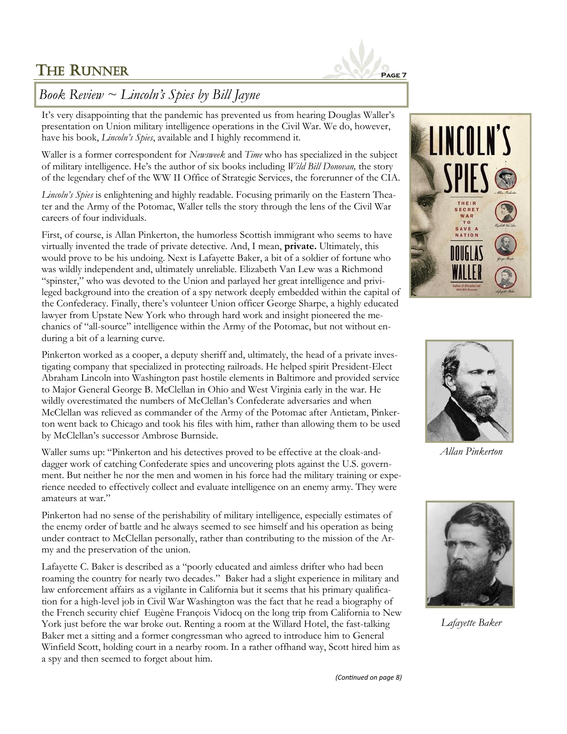## *Book Review ~ Lincoln's Spies by Bill Jayne*

It's very disappointing that the pandemic has prevented us from hearing Douglas Waller's presentation on Union military intelligence operations in the Civil War. We do, however, have his book, *Lincoln's Spies*, available and I highly recommend it.

Waller is a former correspondent for *Newsweek* and *Time* who has specialized in the subject of military intelligence. He's the author of six books including *Wild Bill Donovan,* the story of the legendary chef of the WW II Office of Strategic Services, the forerunner of the CIA.

*Lincoln's Spies* is enlightening and highly readable. Focusing primarily on the Eastern Theater and the Army of the Potomac, Waller tells the story through the lens of the Civil War careers of four individuals.

First, of course, is Allan Pinkerton, the humorless Scottish immigrant who seems to have virtually invented the trade of private detective. And, I mean, **private.** Ultimately, this would prove to be his undoing. Next is Lafayette Baker, a bit of a soldier of fortune who was wildly independent and, ultimately unreliable. Elizabeth Van Lew was a Richmond "spinster," who was devoted to the Union and parlayed her great intelligence and privileged background into the creation of a spy network deeply embedded within the capital of the Confederacy. Finally, there's volunteer Union officer George Sharpe, a highly educated lawyer from Upstate New York who through hard work and insight pioneered the mechanics of "all-source" intelligence within the Army of the Potomac, but not without enduring a bit of a learning curve.

Pinkerton worked as a cooper, a deputy sheriff and, ultimately, the head of a private investigating company that specialized in protecting railroads. He helped spirit President-Elect Abraham Lincoln into Washington past hostile elements in Baltimore and provided service to Major General George B. McClellan in Ohio and West Virginia early in the war. He wildly overestimated the numbers of McClellan's Confederate adversaries and when McClellan was relieved as commander of the Army of the Potomac after Antietam, Pinkerton went back to Chicago and took his files with him, rather than allowing them to be used by McClellan's successor Ambrose Burnside.

Waller sums up: "Pinkerton and his detectives proved to be effective at the cloak-and-dagger work of catching Confederate spies and uncovering plots against the U.S. government. But neither he nor the men and women in his force had the military training or experience needed to effectively collect and evaluate intelligence on an enemy army. They were amateurs at war."

Pinkerton had no sense of the perishability of military intelligence, especially estimates of the enemy order of battle and he always seemed to see himself and his operation as being under contract to McClellan personally, rather than contributing to the mission of the Army and the preservation of the union.

Lafayette C. Baker is described as a "poorly educated and aimless drifter who had been roaming the country for nearly two decades." Baker had a slight experience in military and law enforcement affairs as a vigilante in California but it seems that his primary qualification for a high-level job in Civil War Washington was the fact that he read a biography of the French security chief Eugène François Vidocq on the long trip from California to New York just before the war broke out. Renting a room at the Willard Hotel, the fast-talking Baker met a sitting and a former congressman who agreed to introduce him to General Winfield Scott, holding court in a nearby room. In a rather offhand way, Scott hired him as a spy and then seemed to forget about him.

*Allan Pinkerton*

*Lafayette Baker*

*(Continued on page 8)*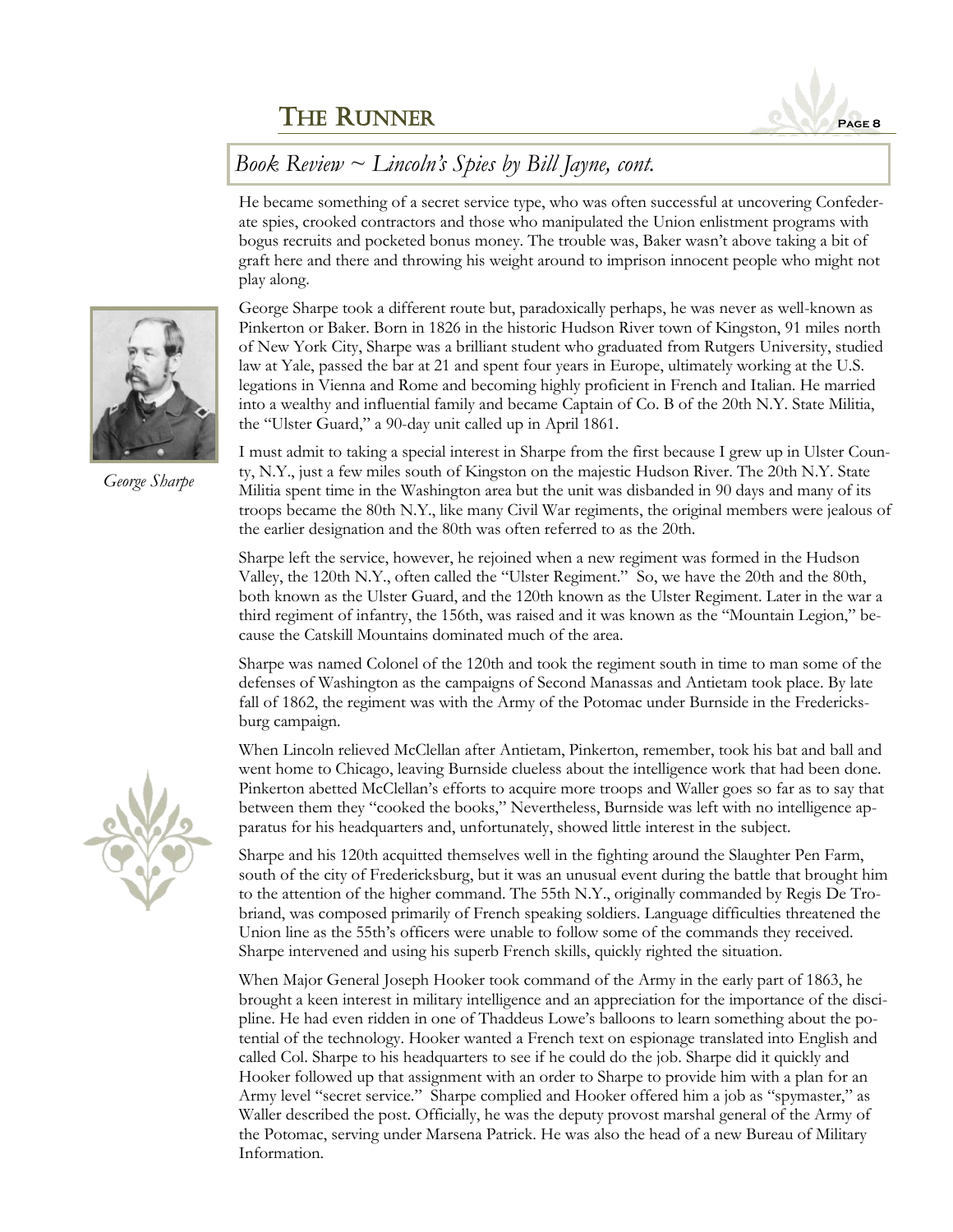## *Book Review ~ Lincoln's Spies by Bill Jayne, cont.*

He became something of a secret service type, who was often successful at uncovering Confederate spies, crooked contractors and those who manipulated the Union enlistment programs with bogus recruits and pocketed bonus money. The trouble was, Baker wasn't above taking a bit of graft here and there and throwing his weight around to imprison innocent people who might not play along.

George Sharpe took a different route but, paradoxically perhaps, he was never as well-known as Pinkerton or Baker. Born in 1826 in the historic Hudson River town of Kingston, 91 miles north of New York City, Sharpe was a brilliant student who graduated from Rutgers University, studied law at Yale, passed the bar at 21 and spent four years in Europe, ultimately working at the U.S. legations in Vienna and Rome and becoming highly proficient in French and Italian. He married into a wealthy and influential family and became Captain of Co. B of the 20th N.Y. State Militia, the "Ulster Guard," a 90-day unit called up in April 1861.

*George Sharpe*

I must admit to taking a special interest in Sharpe from the first because I grew up in Ulster County, N.Y., just a few miles south of Kingston on the majestic Hudson River. The 20th N.Y. State Militia spent time in the Washington area but the unit was disbanded in 90 days and many of its troops became the 80th N.Y., like many Civil War regiments, the original members were jealous of the earlier designation and the 80th was often referred to as the 20th.

Sharpe left the service, however, he rejoined when a new regiment was formed in the Hudson Valley, the 120th N.Y., often called the "Ulster Regiment." So, we have the 20th and the 80th, both known as the Ulster Guard, and the 120th known as the Ulster Regiment. Later in the war a third regiment of infantry, the 156th, was raised and it was known as the "Mountain Legion," because the Catskill Mountains dominated much of the area.

Sharpe was named Colonel of the 120th and took the regiment south in time to man some of the defenses of Washington as the campaigns of Second Manassas and Antietam took place. By late fall of 1862, the regiment was with the Army of the Potomac under Burnside in the Fredericksburg campaign.

When Lincoln relieved McClellan after Antietam, Pinkerton, remember, took his bat and ball and went home to Chicago, leaving Burnside clueless about the intelligence work that had been done. Pinkerton abetted McClellan's efforts to acquire more troops and Waller goes so far as to say that between them they "cooked the books," Nevertheless, Burnside was left with no intelligence apparatus for his headquarters and, unfortunately, showed little interest in the subject.

Sharpe and his 120th acquitted themselves well in the fighting around the Slaughter Pen Farm, south of the city of Fredericksburg, but it was an unusual event during the battle that brought him to the attention of the higher command. The 55th N.Y., originally commanded by Regis De Trobriand, was composed primarily of French speaking soldiers. Language difficulties threatened the Union line as the 55th's officers were unable to follow some of the commands they received. Sharpe intervened and using his superb French skills, quickly righted the situation.

When Major General Joseph Hooker took command of the Army in the early part of 1863, he brought a keen interest in military intelligence and an appreciation for the importance of the discipline. He had even ridden in one of Thaddeus Lowe's balloons to learn something about the potential of the technology. Hooker wanted a French text on espionage translated into English and called Col. Sharpe to his headquarters to see if he could do the job. Sharpe did it quickly and Hooker followed up that assignment with an order to Sharpe to provide him with a plan for an Army level "secret service." Sharpe complied and Hooker offered him a job as "spymaster," as Waller described the post. Officially, he was the deputy provost marshal general of the Army of the Potomac, serving under Marsena Patrick. He was also the head of a new Bureau of Military Information.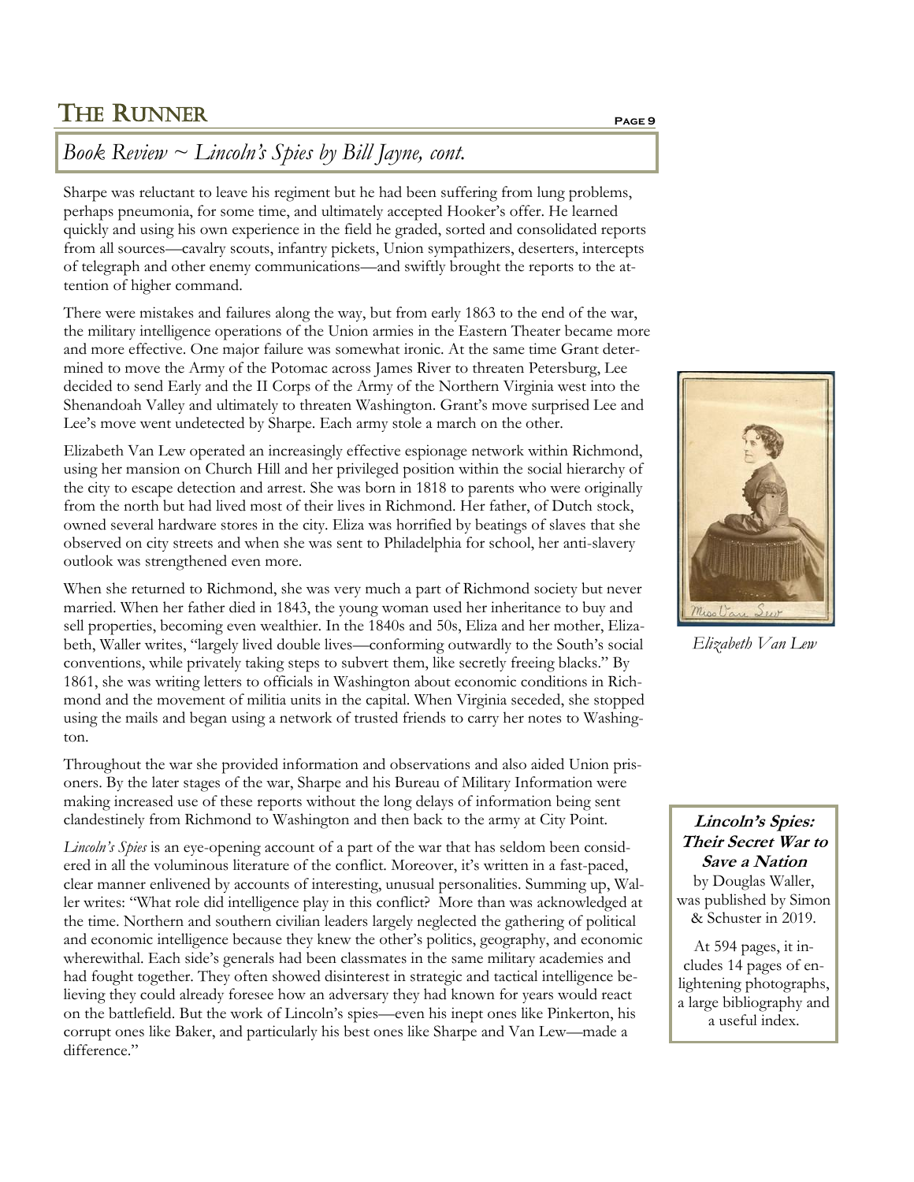## *Book Review ~ Lincoln's Spies by Bill Jayne, cont.*

Sharpe was reluctant to leave his regiment but he had been suffering from lung problems, perhaps pneumonia, for some time, and ultimately accepted Hooker's offer. He learned quickly and using his own experience in the field he graded, sorted and consolidated reports from all sources—cavalry scouts, infantry pickets, Union sympathizers, deserters, intercepts of telegraph and other enemy communications—and swiftly brought the reports to the attention of higher command.

There were mistakes and failures along the way, but from early 1863 to the end of the war, the military intelligence operations of the Union armies in the Eastern Theater became more and more effective. One major failure was somewhat ironic. At the same time Grant determined to move the Army of the Potomac across James River to threaten Petersburg, Lee decided to send Early and the II Corps of the Army of the Northern Virginia west into the Shenandoah Valley and ultimately to threaten Washington. Grant's move surprised Lee and Lee's move went undetected by Sharpe. Each army stole a march on the other.

Elizabeth Van Lew operated an increasingly effective espionage network within Richmond, using her mansion on Church Hill and her privileged position within the social hierarchy of the city to escape detection and arrest. She was born in 1818 to parents who were originally from the north but had lived most of their lives in Richmond. Her father, of Dutch stock, owned several hardware stores in the city. Eliza was horrified by beatings of slaves that she observed on city streets and when she was sent to Philadelphia for school, her anti-slavery outlook was strengthened even more.

When she returned to Richmond, she was very much a part of Richmond society but never married. When her father died in 1843, the young woman used her inheritance to buy and sell properties, becoming even wealthier. In the 1840s and 50s, Eliza and her mother, Elizabeth, Waller writes, "largely lived double lives—conforming outwardly to the South's social conventions, while privately taking steps to subvert them, like secretly freeing blacks." By 1861, she was writing letters to officials in Washington about economic conditions in Richmond and the movement of militia units in the capital. When Virginia seceded, she stopped using the mails and began using a network of trusted friends to carry her notes to Washington.

Elizabeth Van Lew

Throughout the war she provided information and observations and also aided Union prisoners. By the later stages of the war, Sharpe and his Bureau of Military Information were making increased use of these reports without the long delays of information being sent clandestinely from Richmond to Washington and then back to the army at City Point.

*Lincoln's Spies* is an eye-opening account of a part of the war that has seldom been considered in all the voluminous literature of the conflict. Moreover, it's written in a fast-paced, clear manner enlivened by accounts of interesting, unusual personalities. Summing up, Waller writes: "What role did intelligence play in this conflict? More than was acknowledged at the time. Northern and southern civilian leaders largely neglected the gathering of political and economic intelligence because they knew the other's politics, geography, and economic wherewithal. Each side's generals had been classmates in the same military academies and had fought together. They often showed disinterest in strategic and tactical intelligence believing they could already foresee how an adversary they had known for years would react on the battlefield. But the work of Lincoln's spies—even his inept ones like Pinkerton, his corrupt ones like Baker, and particularly his best ones like Sharpe and Van Lew—made a difference."

**Lincoln's Spies: Their Secret War to Save a Nation**
by Douglas Waller, was published by Simon & Schuster in 2019.

At 594 pages, it includes 14 pages of enlightening photographs, a large bibliography and a useful index.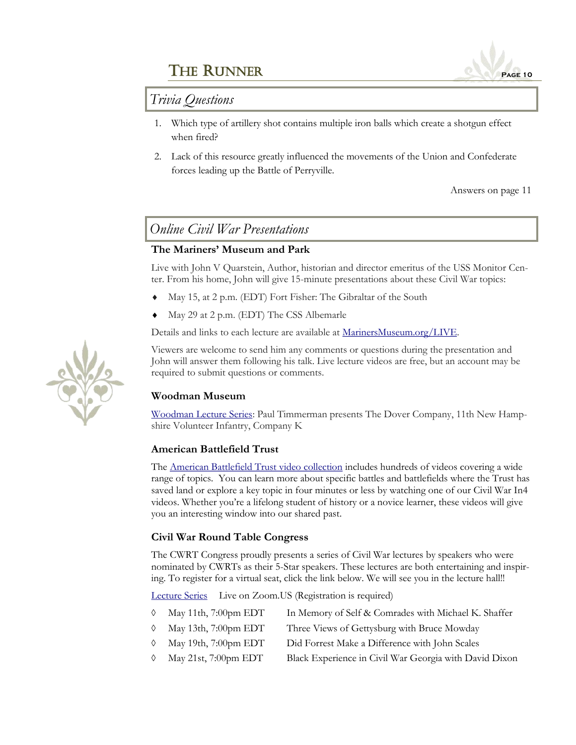## Trivia Questions

1. Which type of artillery shot contains multiple iron balls which create a shotgun effect when fired?
2. Lack of this resource greatly influenced the movements of the Union and Confederate forces leading up the Battle of Perryville.

Answers on page 11

## Online Civil War Presentations

### The Mariners' Museum and Park

Live with John V Quarstein, Author, historian and director emeritus of the USS Monitor Center. From his home, John will give 15-minute presentations about these Civil War topics:

- May 15, at 2 p.m. (EDT) Fort Fisher: The Gibraltar of the South
- May 29 at 2 p.m. (EDT) The CSS Albemarle

Details and links to each lecture are available at MarinersMuseum.org/LIVE.

Viewers are welcome to send him any comments or questions during the presentation and John will answer them following his talk. Live lecture videos are free, but an account may be required to submit questions or comments.

### Woodman Museum

Woodman Lecture Series: Paul Timmerman presents The Dover Company, 11th New Hampshire Volunteer Infantry, Company K

### American Battlefield Trust

The American Battlefield Trust video collection includes hundreds of videos covering a wide range of topics. You can learn more about specific battles and battlefields where the Trust has saved land or explore a key topic in four minutes or less by watching one of our Civil War In4 videos. Whether you're a lifelong student of history or a novice learner, these videos will give you an interesting window into our shared past.

### Civil War Round Table Congress

The CWRT Congress proudly presents a series of Civil War lectures by speakers who were nominated by CWRTs as their 5-Star speakers. These lectures are both entertaining and inspiring. To register for a virtual seat, click the link below. We will see you in the lecture hall!!

Lecture Series     Live on Zoom.US (Registration is required)

- May 11th, 7:00pm EDT     In Memory of Self & Comrades with Michael K. Shaffer
- May 13th, 7:00pm EDT     Three Views of Gettysburg with Bruce Mowday
- May 19th, 7:00pm EDT     Did Forrest Make a Difference with John Scales
- May 21st, 7:00pm EDT     Black Experience in Civil War Georgia with David Dixon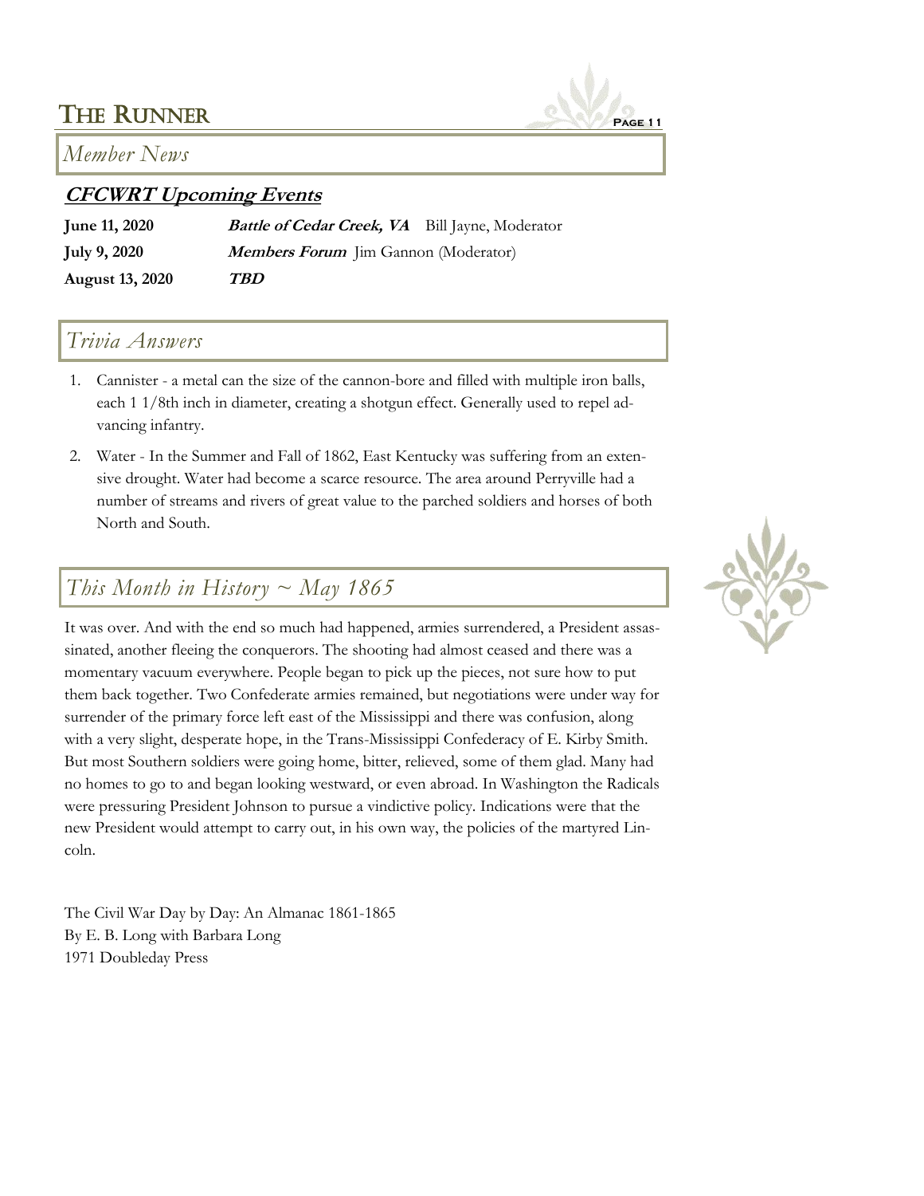## *Member News*

### **CFCWRT Upcoming Events**

| | |
|---|---|
| **June 11, 2020** | ***Battle of Cedar Creek, VA*** Bill Jayne, Moderator |
| **July 9, 2020** | ***Members Forum*** Jim Gannon (Moderator) |
| **August 13, 2020** | ***TBD*** |

## *Trivia Answers*

1. Cannister - a metal can the size of the cannon-bore and filled with multiple iron balls, each 1 1/8th inch in diameter, creating a shotgun effect. Generally used to repel advancing infantry.
2. Water - In the Summer and Fall of 1862, East Kentucky was suffering from an extensive drought. Water had become a scarce resource. The area around Perryville had a number of streams and rivers of great value to the parched soldiers and horses of both North and South.

## *This Month in History ~ May 1865*

It was over. And with the end so much had happened, armies surrendered, a President assassinated, another fleeing the conquerors. The shooting had almost ceased and there was a momentary vacuum everywhere. People began to pick up the pieces, not sure how to put them back together. Two Confederate armies remained, but negotiations were under way for surrender of the primary force left east of the Mississippi and there was confusion, along with a very slight, desperate hope, in the Trans-Mississippi Confederacy of E. Kirby Smith. But most Southern soldiers were going home, bitter, relieved, some of them glad. Many had no homes to go to and began looking westward, or even abroad. In Washington the Radicals were pressuring President Johnson to pursue a vindictive policy. Indications were that the new President would attempt to carry out, in his own way, the policies of the martyred Lincoln.

The Civil War Day by Day: An Almanac 1861-1865
By E. B. Long with Barbara Long
1971 Doubleday Press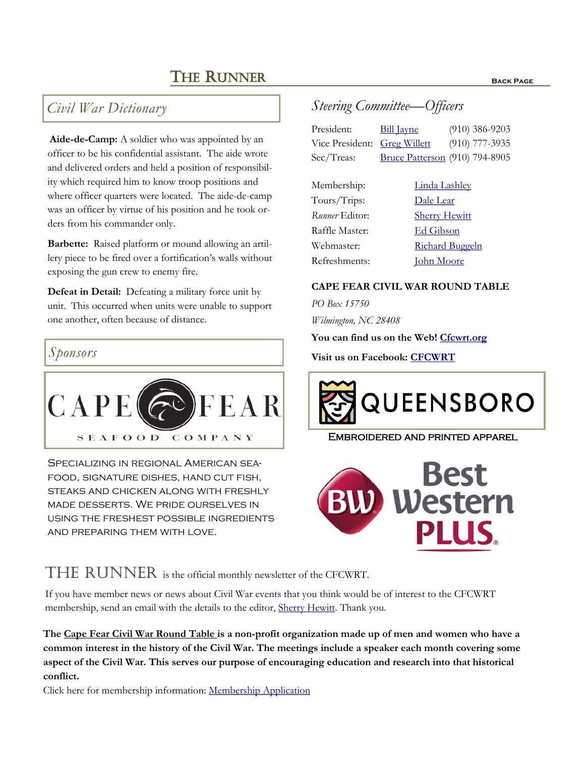## Civil War Dictionary

**Aide-de-Camp:** A soldier who was appointed by an officer to be his confidential assistant. The aide wrote and delivered orders and held a position of responsibility which required him to know troop positions and where officer quarters were located. The aide-de-camp was an officer by virtue of his position and he took orders from his commander only.

**Barbette:** Raised platform or mound allowing an artillery piece to be fired over a fortification's walls without exposing the gun crew to enemy fire.

**Defeat in Detail:** Defeating a military force unit by unit. This occurred when units were unable to support one another, often because of distance.

## Sponsors

CAPE FEAR SEAFOOD COMPANY

Specializing in regional American seafood, signature dishes, hand cut fish, steaks and chicken along with freshly made desserts. We pride ourselves in using the freshest possible ingredients and preparing them with love.

## Steering Committee—Officers

| | | |
|---|---|---|
| President: | Bill Jayne | (910) 386-9203 |
| Vice President: | Greg Willett | (910) 777-3935 |
| Sec/Treas: | Bruce Patterson | (910) 794-8905 |

| | |
|---|---|
| Membership: | Linda Lashley |
| Tours/Trips: | Dale Lear |
| *Runner* Editor: | Sherry Hewitt |
| Raffle Master: | Ed Gibson |
| Webmaster: | Richard Buggeln |
| Refreshments: | John Moore |

**CAPE FEAR CIVIL WAR ROUND TABLE**

*PO Box 15750*

*Wilmington, NC 28408*

**You can find us on the Web! Cfcwrt.org**

**Visit us on Facebook: CFCWRT**

QUEENSBORO

Embroidered and Printed Apparel

Best Western PLUS

THE RUNNER is the official monthly newsletter of the CFCWRT.

If you have member news or news about Civil War events that you think would be of interest to the CFCWRT membership, send an email with the details to the editor, Sherry Hewitt. Thank you.

**The Cape Fear Civil War Round Table is a non-profit organization made up of men and women who have a common interest in the history of the Civil War. The meetings include a speaker each month covering some aspect of the Civil War. This serves our purpose of encouraging education and research into that historical conflict.**

Click here for membership information: Membership Application